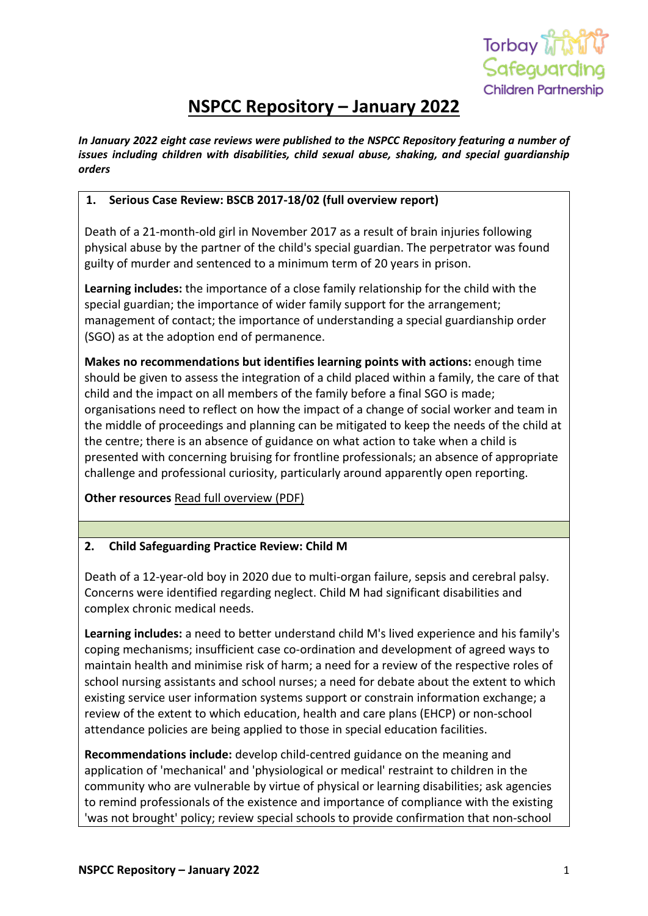# NSPCC Repository – January 2022

***In January 2022 eight case reviews were published to the NSPCC Repository featuring a number of issues including children with disabilities, child sexual abuse, shaking, and special guardianship orders***

## 1. Serious Case Review: BSCB 2017-18/02 (full overview report)

Death of a 21-month-old girl in November 2017 as a result of brain injuries following physical abuse by the partner of the child's special guardian. The perpetrator was found guilty of murder and sentenced to a minimum term of 20 years in prison.

**Learning includes:** the importance of a close family relationship for the child with the special guardian; the importance of wider family support for the arrangement; management of contact; the importance of understanding a special guardianship order (SGO) as at the adoption end of permanence.

**Makes no recommendations but identifies learning points with actions:** enough time should be given to assess the integration of a child placed within a family, the care of that child and the impact on all members of the family before a final SGO is made; organisations need to reflect on how the impact of a change of social worker and team in the middle of proceedings and planning can be mitigated to keep the needs of the child at the centre; there is an absence of guidance on what action to take when a child is presented with concerning bruising for frontline professionals; an absence of appropriate challenge and professional curiosity, particularly around apparently open reporting.

**Other resources** Read full overview (PDF)

## 2. Child Safeguarding Practice Review: Child M

Death of a 12-year-old boy in 2020 due to multi-organ failure, sepsis and cerebral palsy. Concerns were identified regarding neglect. Child M had significant disabilities and complex chronic medical needs.

**Learning includes:** a need to better understand child M's lived experience and his family's coping mechanisms; insufficient case co-ordination and development of agreed ways to maintain health and minimise risk of harm; a need for a review of the respective roles of school nursing assistants and school nurses; a need for debate about the extent to which existing service user information systems support or constrain information exchange; a review of the extent to which education, health and care plans (EHCP) or non-school attendance policies are being applied to those in special education facilities.

**Recommendations include:** develop child-centred guidance on the meaning and application of 'mechanical' and 'physiological or medical' restraint to children in the community who are vulnerable by virtue of physical or learning disabilities; ask agencies to remind professionals of the existence and importance of compliance with the existing 'was not brought' policy; review special schools to provide confirmation that non-school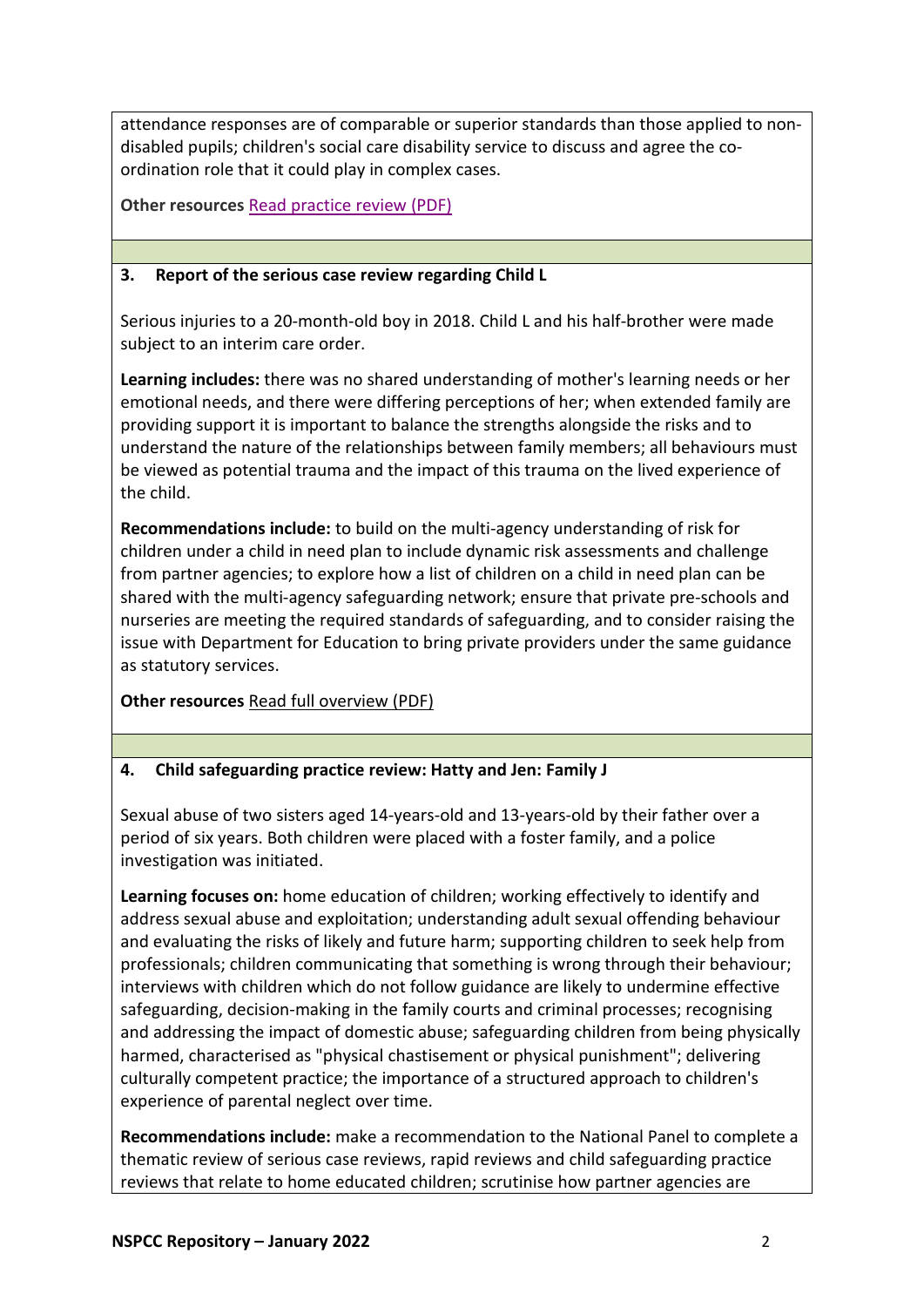attendance responses are of comparable or superior standards than those applied to non-disabled pupils; children's social care disability service to discuss and agree the co-ordination role that it could play in complex cases.

**Other resources** Read practice review (PDF)

### 3. Report of the serious case review regarding Child L

Serious injuries to a 20-month-old boy in 2018. Child L and his half-brother were made subject to an interim care order.

**Learning includes:** there was no shared understanding of mother's learning needs or her emotional needs, and there were differing perceptions of her; when extended family are providing support it is important to balance the strengths alongside the risks and to understand the nature of the relationships between family members; all behaviours must be viewed as potential trauma and the impact of this trauma on the lived experience of the child.

**Recommendations include:** to build on the multi-agency understanding of risk for children under a child in need plan to include dynamic risk assessments and challenge from partner agencies; to explore how a list of children on a child in need plan can be shared with the multi-agency safeguarding network; ensure that private pre-schools and nurseries are meeting the required standards of safeguarding, and to consider raising the issue with Department for Education to bring private providers under the same guidance as statutory services.

**Other resources** Read full overview (PDF)

### 4. Child safeguarding practice review: Hatty and Jen: Family J

Sexual abuse of two sisters aged 14-years-old and 13-years-old by their father over a period of six years. Both children were placed with a foster family, and a police investigation was initiated.

**Learning focuses on:** home education of children; working effectively to identify and address sexual abuse and exploitation; understanding adult sexual offending behaviour and evaluating the risks of likely and future harm; supporting children to seek help from professionals; children communicating that something is wrong through their behaviour; interviews with children which do not follow guidance are likely to undermine effective safeguarding, decision-making in the family courts and criminal processes; recognising and addressing the impact of domestic abuse; safeguarding children from being physically harmed, characterised as "physical chastisement or physical punishment"; delivering culturally competent practice; the importance of a structured approach to children's experience of parental neglect over time.

**Recommendations include:** make a recommendation to the National Panel to complete a thematic review of serious case reviews, rapid reviews and child safeguarding practice reviews that relate to home educated children; scrutinise how partner agencies are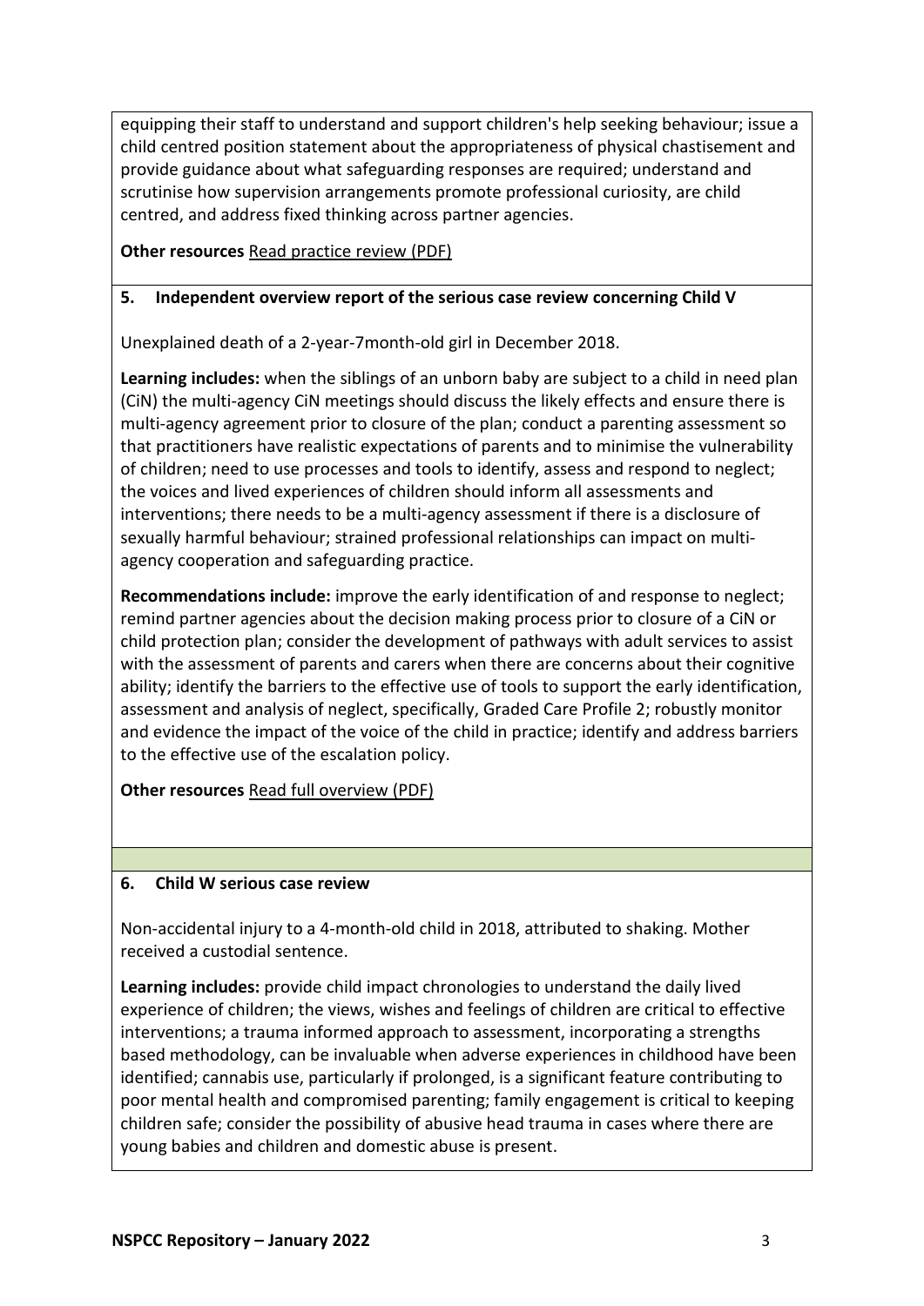equipping their staff to understand and support children's help seeking behaviour; issue a child centred position statement about the appropriateness of physical chastisement and provide guidance about what safeguarding responses are required; understand and scrutinise how supervision arrangements promote professional curiosity, are child centred, and address fixed thinking across partner agencies.

**Other resources** Read practice review (PDF)

### 5. Independent overview report of the serious case review concerning Child V

Unexplained death of a 2-year-7month-old girl in December 2018.

**Learning includes:** when the siblings of an unborn baby are subject to a child in need plan (CiN) the multi-agency CiN meetings should discuss the likely effects and ensure there is multi-agency agreement prior to closure of the plan; conduct a parenting assessment so that practitioners have realistic expectations of parents and to minimise the vulnerability of children; need to use processes and tools to identify, assess and respond to neglect; the voices and lived experiences of children should inform all assessments and interventions; there needs to be a multi-agency assessment if there is a disclosure of sexually harmful behaviour; strained professional relationships can impact on multi-agency cooperation and safeguarding practice.

**Recommendations include:** improve the early identification of and response to neglect; remind partner agencies about the decision making process prior to closure of a CiN or child protection plan; consider the development of pathways with adult services to assist with the assessment of parents and carers when there are concerns about their cognitive ability; identify the barriers to the effective use of tools to support the early identification, assessment and analysis of neglect, specifically, Graded Care Profile 2; robustly monitor and evidence the impact of the voice of the child in practice; identify and address barriers to the effective use of the escalation policy.

**Other resources** Read full overview (PDF)

### 6. Child W serious case review

Non-accidental injury to a 4-month-old child in 2018, attributed to shaking. Mother received a custodial sentence.

**Learning includes:** provide child impact chronologies to understand the daily lived experience of children; the views, wishes and feelings of children are critical to effective interventions; a trauma informed approach to assessment, incorporating a strengths based methodology, can be invaluable when adverse experiences in childhood have been identified; cannabis use, particularly if prolonged, is a significant feature contributing to poor mental health and compromised parenting; family engagement is critical to keeping children safe; consider the possibility of abusive head trauma in cases where there are young babies and children and domestic abuse is present.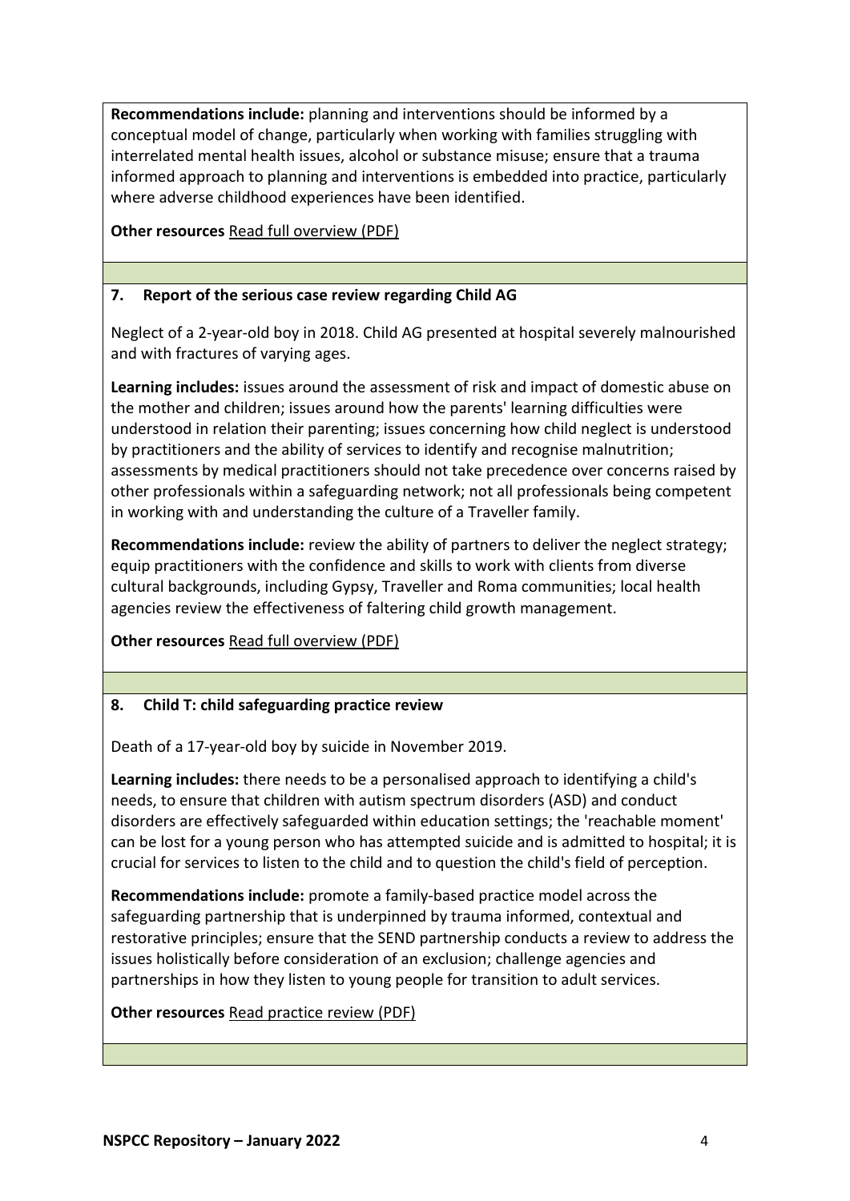**Recommendations include:** planning and interventions should be informed by a conceptual model of change, particularly when working with families struggling with interrelated mental health issues, alcohol or substance misuse; ensure that a trauma informed approach to planning and interventions is embedded into practice, particularly where adverse childhood experiences have been identified.

**Other resources** Read full overview (PDF)

### 7. Report of the serious case review regarding Child AG

Neglect of a 2-year-old boy in 2018. Child AG presented at hospital severely malnourished and with fractures of varying ages.

**Learning includes:** issues around the assessment of risk and impact of domestic abuse on the mother and children; issues around how the parents' learning difficulties were understood in relation their parenting; issues concerning how child neglect is understood by practitioners and the ability of services to identify and recognise malnutrition; assessments by medical practitioners should not take precedence over concerns raised by other professionals within a safeguarding network; not all professionals being competent in working with and understanding the culture of a Traveller family.

**Recommendations include:** review the ability of partners to deliver the neglect strategy; equip practitioners with the confidence and skills to work with clients from diverse cultural backgrounds, including Gypsy, Traveller and Roma communities; local health agencies review the effectiveness of faltering child growth management.

**Other resources** Read full overview (PDF)

### 8. Child T: child safeguarding practice review

Death of a 17-year-old boy by suicide in November 2019.

**Learning includes:** there needs to be a personalised approach to identifying a child's needs, to ensure that children with autism spectrum disorders (ASD) and conduct disorders are effectively safeguarded within education settings; the 'reachable moment' can be lost for a young person who has attempted suicide and is admitted to hospital; it is crucial for services to listen to the child and to question the child's field of perception.

**Recommendations include:** promote a family-based practice model across the safeguarding partnership that is underpinned by trauma informed, contextual and restorative principles; ensure that the SEND partnership conducts a review to address the issues holistically before consideration of an exclusion; challenge agencies and partnerships in how they listen to young people for transition to adult services.

**Other resources** Read practice review (PDF)